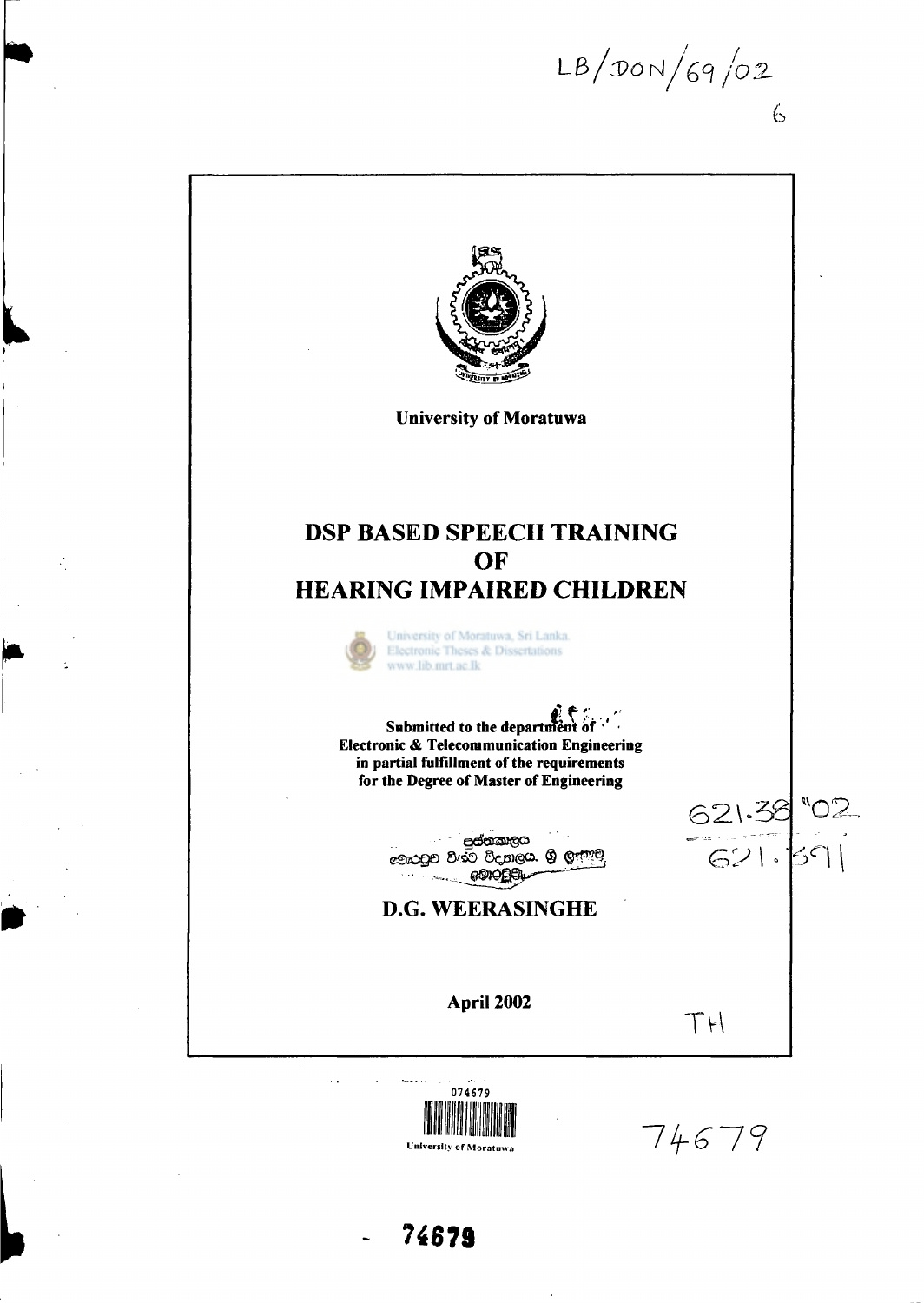LB/DON/69/02

6

University of Moratuwa

# DSP BASED SPEECH TRAINING OF HEARING IMPAIRED CHILDREN

University of Moratuwa, Sri Lanka.
Electronic Theses & Dissertations
www.lib.mrt.ac.lk

**Submitted to the department of Electronic & Telecommunication Engineering in partial fulfillment of the requirements for the Degree of Master of Engineering**

621.38 "02

621.391

## D.G. WEERASINGHE

**April 2002**

TH

074679

University of Moratuwa

74679

74679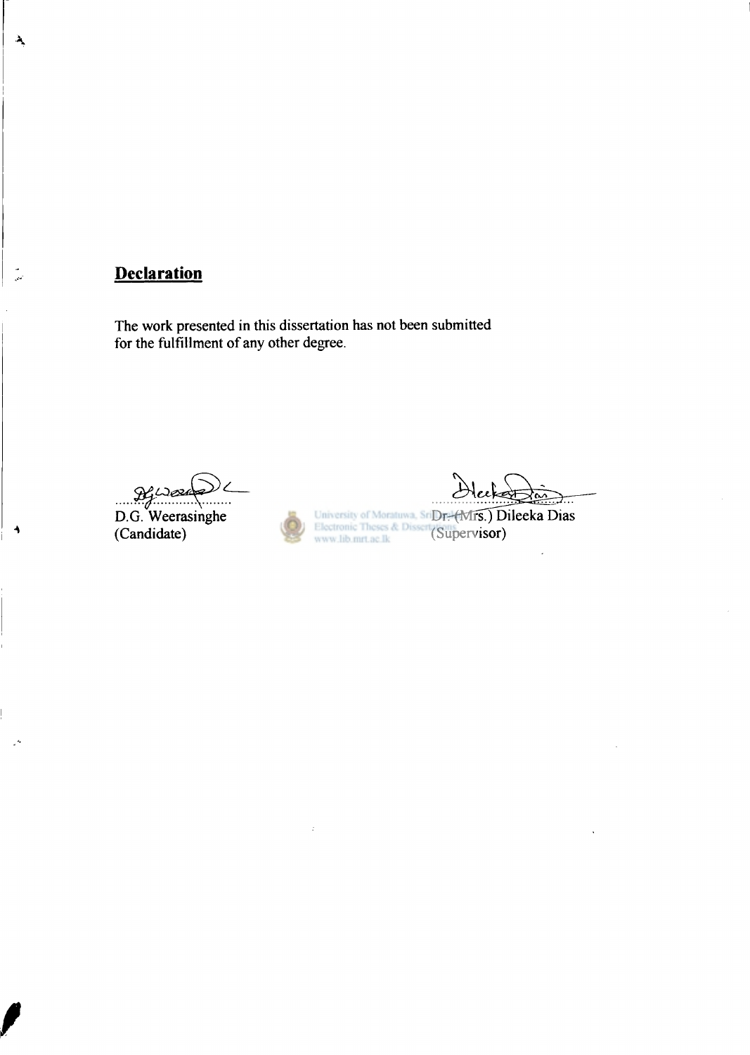## Declaration

The work presented in this dissertation has not been submitted for the fulfillment of any other degree.

D.G. Weerasinghe
(Candidate)

Dr. (Mrs.) Dileeka Dias
(Supervisor)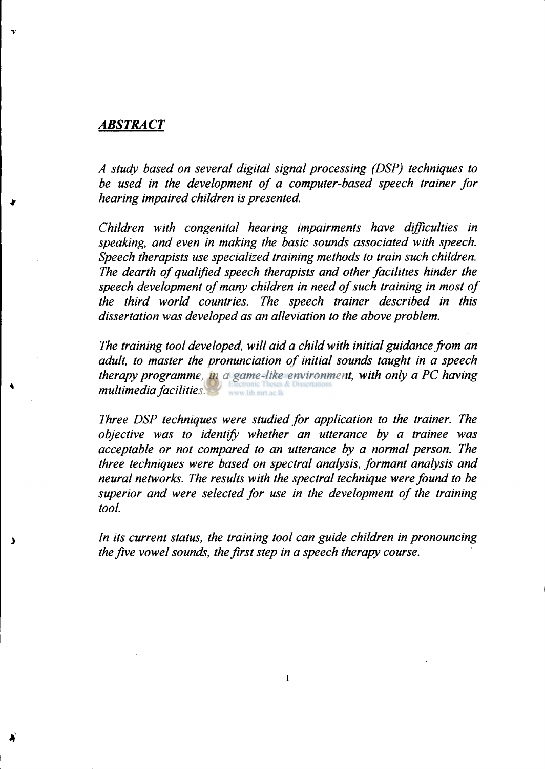## ***ABSTRACT***

*A study based on several digital signal processing (DSP) techniques to be used in the development of a computer-based speech trainer for hearing impaired children is presented.*

*Children with congenital hearing impairments have difficulties in speaking, and even in making the basic sounds associated with speech. Speech therapists use specialized training methods to train such children. The dearth of qualified speech therapists and other facilities hinder the speech development of many children in need of such training in most of the third world countries. The speech trainer described in this dissertation was developed as an alleviation to the above problem.*

*The training tool developed, will aid a child with initial guidance from an adult, to master the pronunciation of initial sounds taught in a speech therapy programme, in a game-like environment, with only a PC having multimedia facilities.*

*Three DSP techniques were studied for application to the trainer. The objective was to identify whether an utterance by a trainee was acceptable or not compared to an utterance by a normal person. The three techniques were based on spectral analysis, formant analysis and neural networks. The results with the spectral technique were found to be superior and were selected for use in the development of the training tool.*

*In its current status, the training tool can guide children in pronouncing the five vowel sounds, the first step in a speech therapy course.*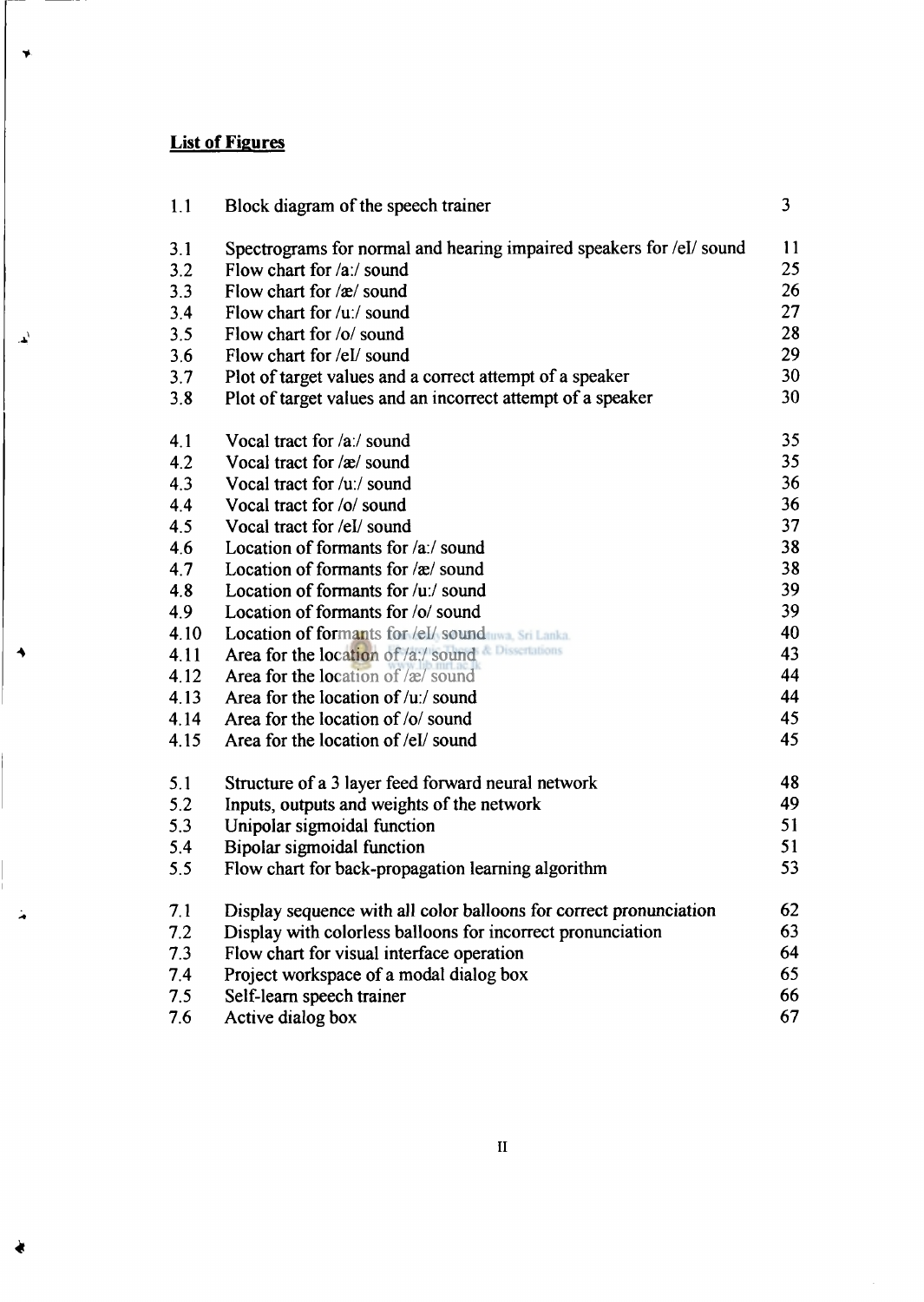## List of Figures

| | | |
|---|---|---|
| 1.1 | Block diagram of the speech trainer | 3 |
| 3.1 | Spectrograms for normal and hearing impaired speakers for /eI/ sound | 11 |
| 3.2 | Flow chart for /a:/ sound | 25 |
| 3.3 | Flow chart for /æ/ sound | 26 |
| 3.4 | Flow chart for /u:/ sound | 27 |
| 3.5 | Flow chart for /o/ sound | 28 |
| 3.6 | Flow chart for /eI/ sound | 29 |
| 3.7 | Plot of target values and a correct attempt of a speaker | 30 |
| 3.8 | Plot of target values and an incorrect attempt of a speaker | 30 |
| 4.1 | Vocal tract for /a:/ sound | 35 |
| 4.2 | Vocal tract for /æ/ sound | 35 |
| 4.3 | Vocal tract for /u:/ sound | 36 |
| 4.4 | Vocal tract for /o/ sound | 36 |
| 4.5 | Vocal tract for /eI/ sound | 37 |
| 4.6 | Location of formants for /a:/ sound | 38 |
| 4.7 | Location of formants for /æ/ sound | 38 |
| 4.8 | Location of formants for /u:/ sound | 39 |
| 4.9 | Location of formants for /o/ sound | 39 |
| 4.10 | Location of formants for /eI/ sound | 40 |
| 4.11 | Area for the location of /a:/ sound | 43 |
| 4.12 | Area for the location of /æ/ sound | 44 |
| 4.13 | Area for the location of /u:/ sound | 44 |
| 4.14 | Area for the location of /o/ sound | 45 |
| 4.15 | Area for the location of /eI/ sound | 45 |
| 5.1 | Structure of a 3 layer feed forward neural network | 48 |
| 5.2 | Inputs, outputs and weights of the network | 49 |
| 5.3 | Unipolar sigmoidal function | 51 |
| 5.4 | Bipolar sigmoidal function | 51 |
| 5.5 | Flow chart for back-propagation learning algorithm | 53 |
| 7.1 | Display sequence with all color balloons for correct pronunciation | 62 |
| 7.2 | Display with colorless balloons for incorrect pronunciation | 63 |
| 7.3 | Flow chart for visual interface operation | 64 |
| 7.4 | Project workspace of a modal dialog box | 65 |
| 7.5 | Self-learn speech trainer | 66 |
| 7.6 | Active dialog box | 67 |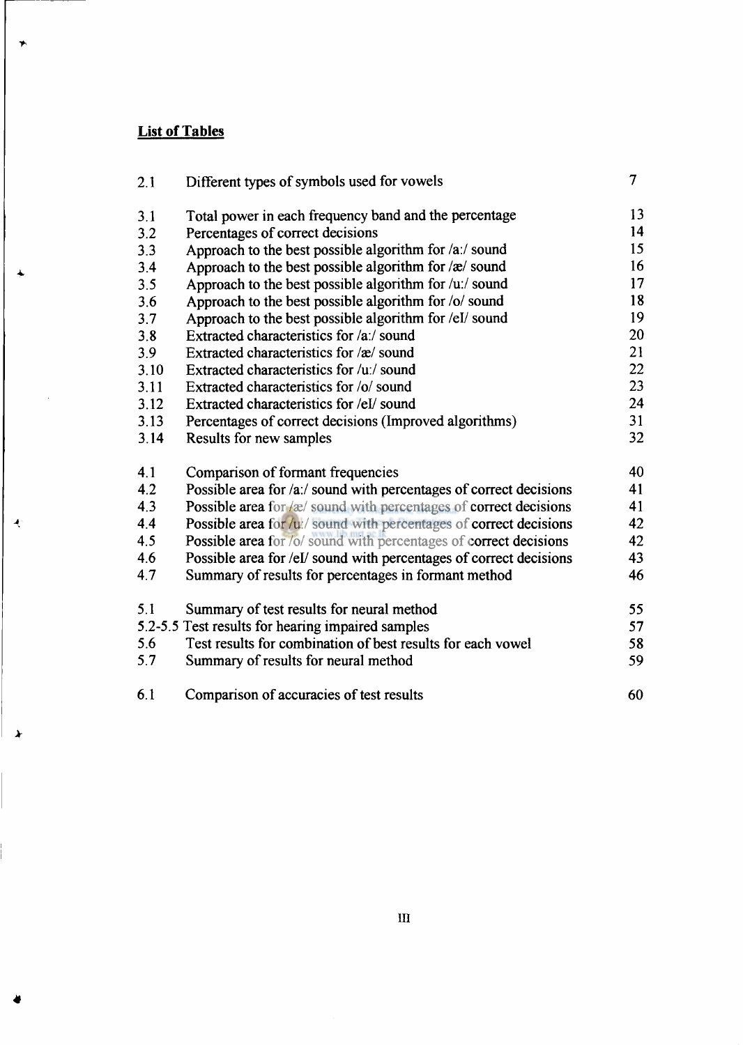## List of Tables

| | | |
|---|---|---|
| 2.1 | Different types of symbols used for vowels | 7 |
| 3.1 | Total power in each frequency band and the percentage | 13 |
| 3.2 | Percentages of correct decisions | 14 |
| 3.3 | Approach to the best possible algorithm for /a:/ sound | 15 |
| 3.4 | Approach to the best possible algorithm for /æ/ sound | 16 |
| 3.5 | Approach to the best possible algorithm for /u:/ sound | 17 |
| 3.6 | Approach to the best possible algorithm for /o/ sound | 18 |
| 3.7 | Approach to the best possible algorithm for /eI/ sound | 19 |
| 3.8 | Extracted characteristics for /a:/ sound | 20 |
| 3.9 | Extracted characteristics for /æ/ sound | 21 |
| 3.10 | Extracted characteristics for /u:/ sound | 22 |
| 3.11 | Extracted characteristics for /o/ sound | 23 |
| 3.12 | Extracted characteristics for /eI/ sound | 24 |
| 3.13 | Percentages of correct decisions (Improved algorithms) | 31 |
| 3.14 | Results for new samples | 32 |
| 4.1 | Comparison of formant frequencies | 40 |
| 4.2 | Possible area for /a:/ sound with percentages of correct decisions | 41 |
| 4.3 | Possible area for /æ/ sound with percentages of correct decisions | 41 |
| 4.4 | Possible area for /u:/ sound with percentages of correct decisions | 42 |
| 4.5 | Possible area for /o/ sound with percentages of correct decisions | 42 |
| 4.6 | Possible area for /eI/ sound with percentages of correct decisions | 43 |
| 4.7 | Summary of results for percentages in formant method | 46 |
| 5.1 | Summary of test results for neural method | 55 |
| 5.2-5.5 | Test results for hearing impaired samples | 57 |
| 5.6 | Test results for combination of best results for each vowel | 58 |
| 5.7 | Summary of results for neural method | 59 |
| 6.1 | Comparison of accuracies of test results | 60 |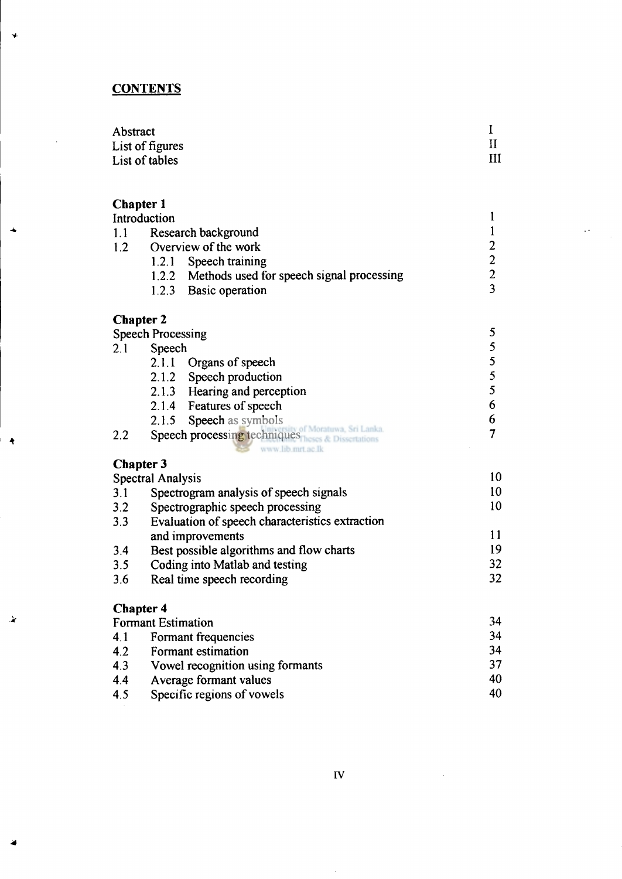**CONTENTS**

| | | |
|---|---|---|
| Abstract | | I |
| List of figures | | II |
| List of tables | | III |

**Chapter 1**

| | | |
|---|---|---|
| Introduction | | 1 |
| 1.1 | Research background | 1 |
| 1.2 | Overview of the work | 2 |
| | 1.2.1 Speech training | 2 |
| | 1.2.2 Methods used for speech signal processing | 2 |
| | 1.2.3 Basic operation | 3 |

**Chapter 2**

| | | |
|---|---|---|
| Speech Processing | | 5 |
| 2.1 | Speech | 5 |
| | 2.1.1 Organs of speech | 5 |
| | 2.1.2 Speech production | 5 |
| | 2.1.3 Hearing and perception | 5 |
| | 2.1.4 Features of speech | 6 |
| | 2.1.5 Speech as symbols | 6 |
| 2.2 | Speech processing techniques | 7 |

**Chapter 3**

| | | |
|---|---|---|
| Spectral Analysis | | 10 |
| 3.1 | Spectrogram analysis of speech signals | 10 |
| 3.2 | Spectrographic speech processing | 10 |
| 3.3 | Evaluation of speech characteristics extraction and improvements | 11 |
| 3.4 | Best possible algorithms and flow charts | 19 |
| 3.5 | Coding into Matlab and testing | 32 |
| 3.6 | Real time speech recording | 32 |

**Chapter 4**

| | | |
|---|---|---|
| Formant Estimation | | 34 |
| 4.1 | Formant frequencies | 34 |
| 4.2 | Formant estimation | 34 |
| 4.3 | Vowel recognition using formants | 37 |
| 4.4 | Average formant values | 40 |
| 4.5 | Specific regions of vowels | 40 |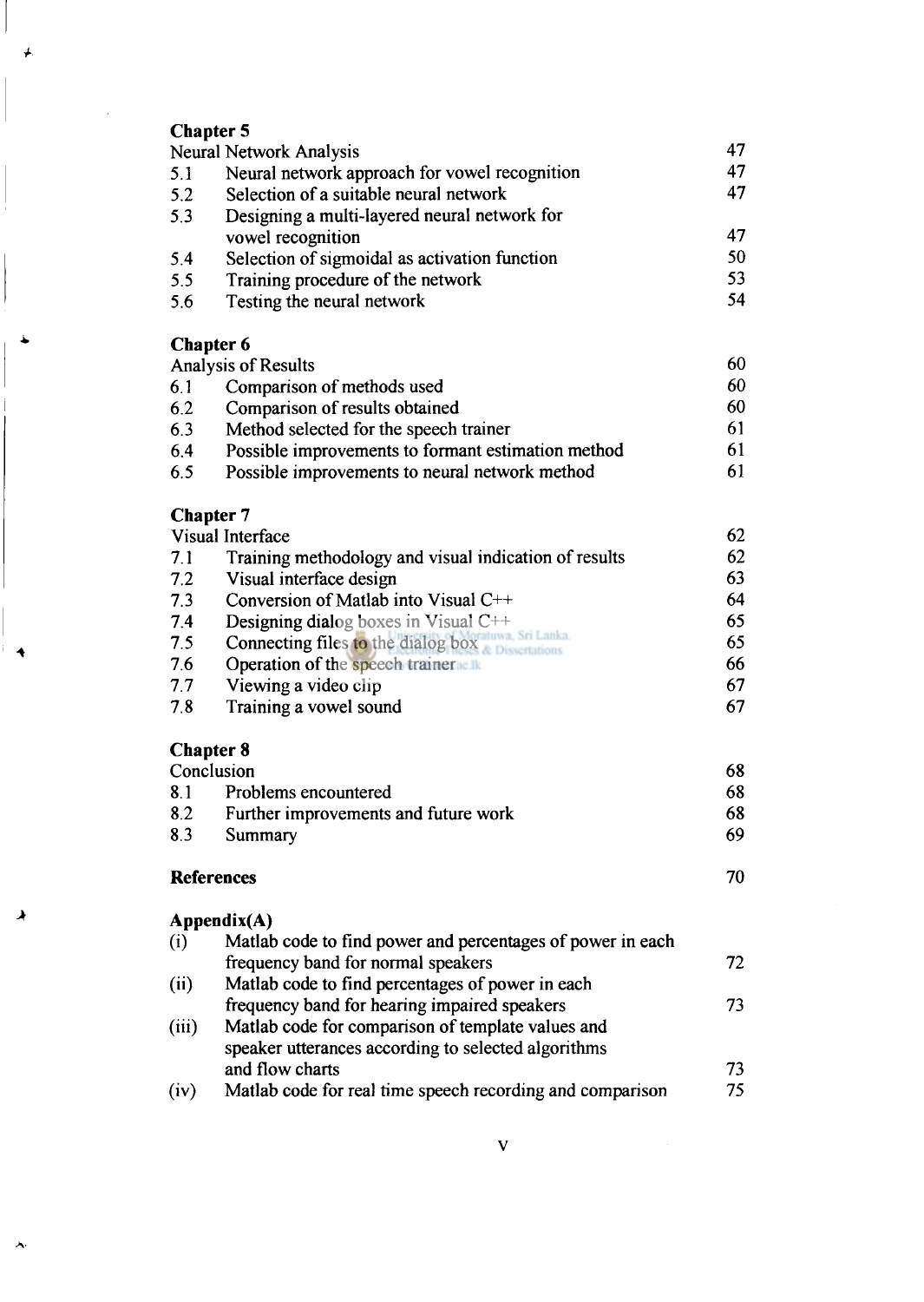**Chapter 5**

| | | |
|---|---|---|
| Neural Network Analysis | | 47 |
| 5.1 | Neural network approach for vowel recognition | 47 |
| 5.2 | Selection of a suitable neural network | 47 |
| 5.3 | Designing a multi-layered neural network for vowel recognition | 47 |
| 5.4 | Selection of sigmoidal as activation function | 50 |
| 5.5 | Training procedure of the network | 53 |
| 5.6 | Testing the neural network | 54 |

**Chapter 6**

| | | |
|---|---|---|
| Analysis of Results | | 60 |
| 6.1 | Comparison of methods used | 60 |
| 6.2 | Comparison of results obtained | 60 |
| 6.3 | Method selected for the speech trainer | 61 |
| 6.4 | Possible improvements to formant estimation method | 61 |
| 6.5 | Possible improvements to neural network method | 61 |

**Chapter 7**

| | | |
|---|---|---|
| Visual Interface | | 62 |
| 7.1 | Training methodology and visual indication of results | 62 |
| 7.2 | Visual interface design | 63 |
| 7.3 | Conversion of Matlab into Visual C++ | 64 |
| 7.4 | Designing dialog boxes in Visual C++ | 65 |
| 7.5 | Connecting files to the dialog box | 65 |
| 7.6 | Operation of the speech trainer | 66 |
| 7.7 | Viewing a video clip | 67 |
| 7.8 | Training a vowel sound | 67 |

**Chapter 8**

| | | |
|---|---|---|
| Conclusion | | 68 |
| 8.1 | Problems encountered | 68 |
| 8.2 | Further improvements and future work | 68 |
| 8.3 | Summary | 69 |

**References** 70

**Appendix(A)**

| | | |
|---|---|---|
| (i) | Matlab code to find power and percentages of power in each frequency band for normal speakers | 72 |
| (ii) | Matlab code to find percentages of power in each frequency band for hearing impaired speakers | 73 |
| (iii) | Matlab code for comparison of template values and speaker utterances according to selected algorithms and flow charts | 73 |
| (iv) | Matlab code for real time speech recording and comparison | 75 |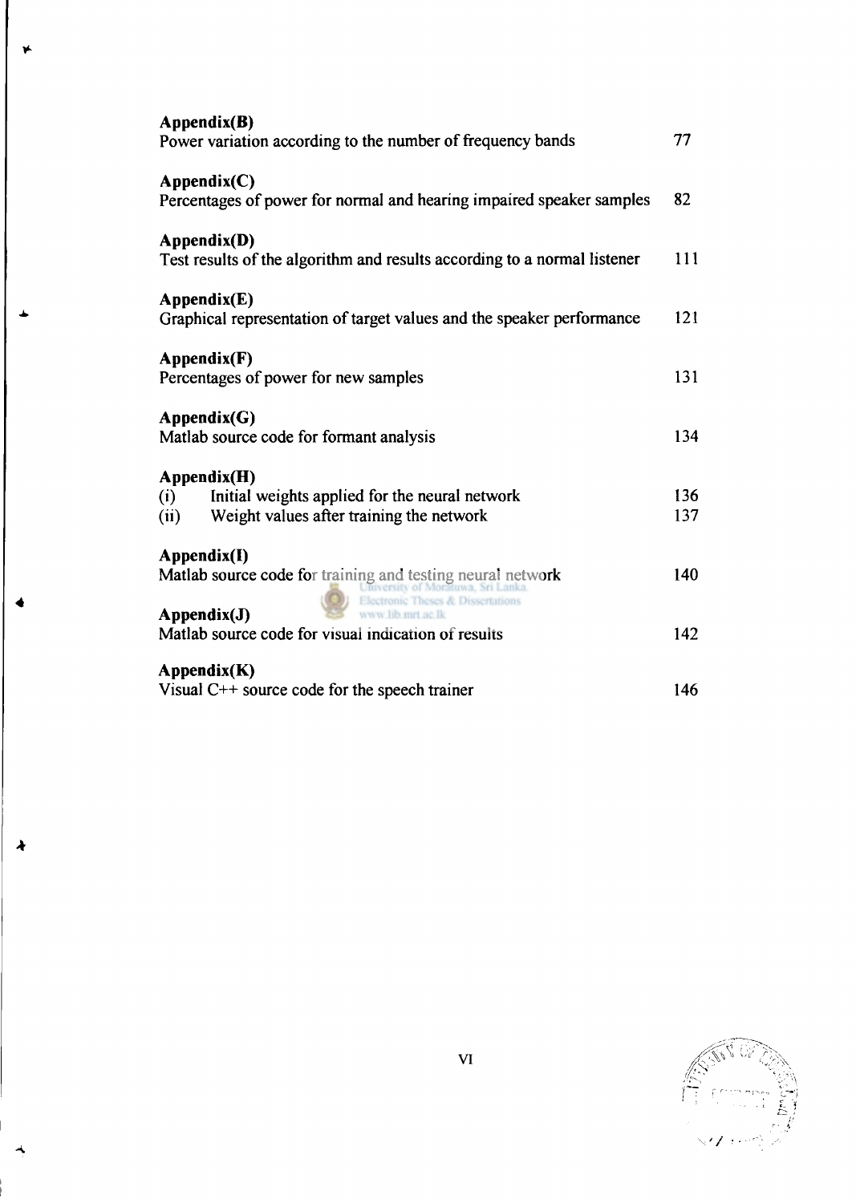**Appendix(B)**
Power variation according to the number of frequency bands 77

**Appendix(C)**
Percentages of power for normal and hearing impaired speaker samples 82

**Appendix(D)**
Test results of the algorithm and results according to a normal listener 111

**Appendix(E)**
Graphical representation of target values and the speaker performance 121

**Appendix(F)**
Percentages of power for new samples 131

**Appendix(G)**
Matlab source code for formant analysis 134

**Appendix(H)**
(i) Initial weights applied for the neural network 136
(ii) Weight values after training the network 137

**Appendix(I)**
Matlab source code for training and testing neural network 140

**Appendix(J)**
Matlab source code for visual indication of results 142

**Appendix(K)**
Visual C++ source code for the speech trainer 146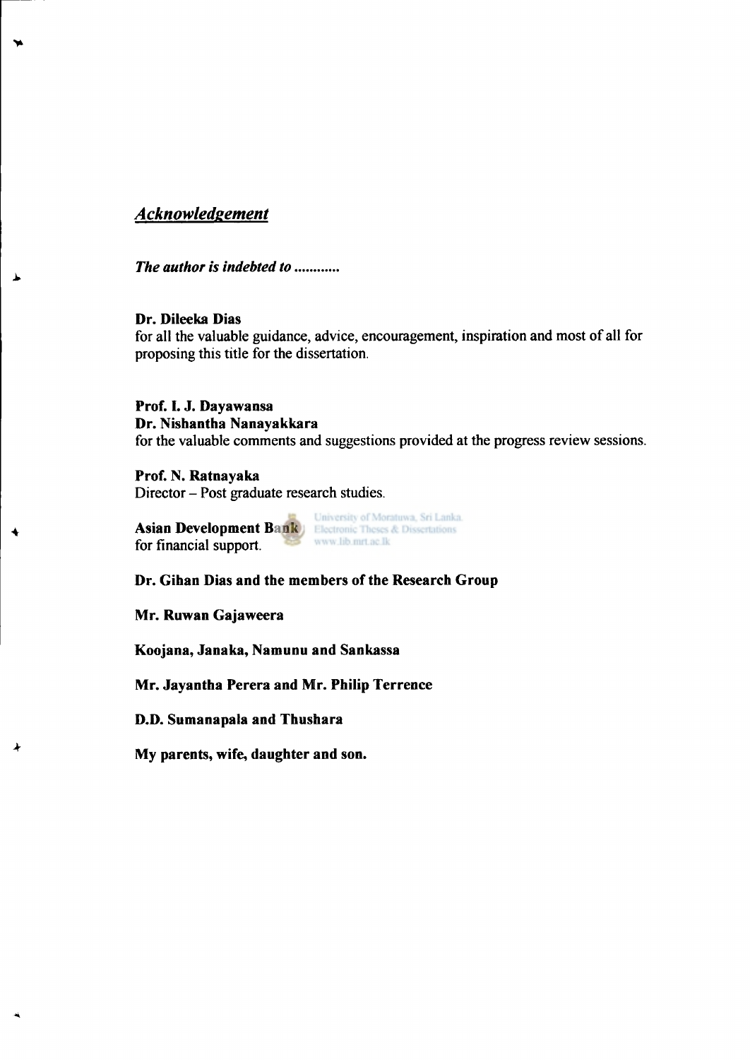## *Acknowledgement*

***The author is indebted to ............***

**Dr. Dileeka Dias**
for all the valuable guidance, advice, encouragement, inspiration and most of all for proposing this title for the dissertation.

**Prof. I. J. Dayawansa**
**Dr. Nishantha Nanayakkara**
for the valuable comments and suggestions provided at the progress review sessions.

**Prof. N. Ratnayaka**
Director – Post graduate research studies.

**Asian Development Bank**
for financial support.

**Dr. Gihan Dias and the members of the Research Group**

**Mr. Ruwan Gajaweera**

**Koojana, Janaka, Namunu and Sankassa**

**Mr. Jayantha Perera and Mr. Philip Terrence**

**D.D. Sumanapala and Thushara**

**My parents, wife, daughter and son.**